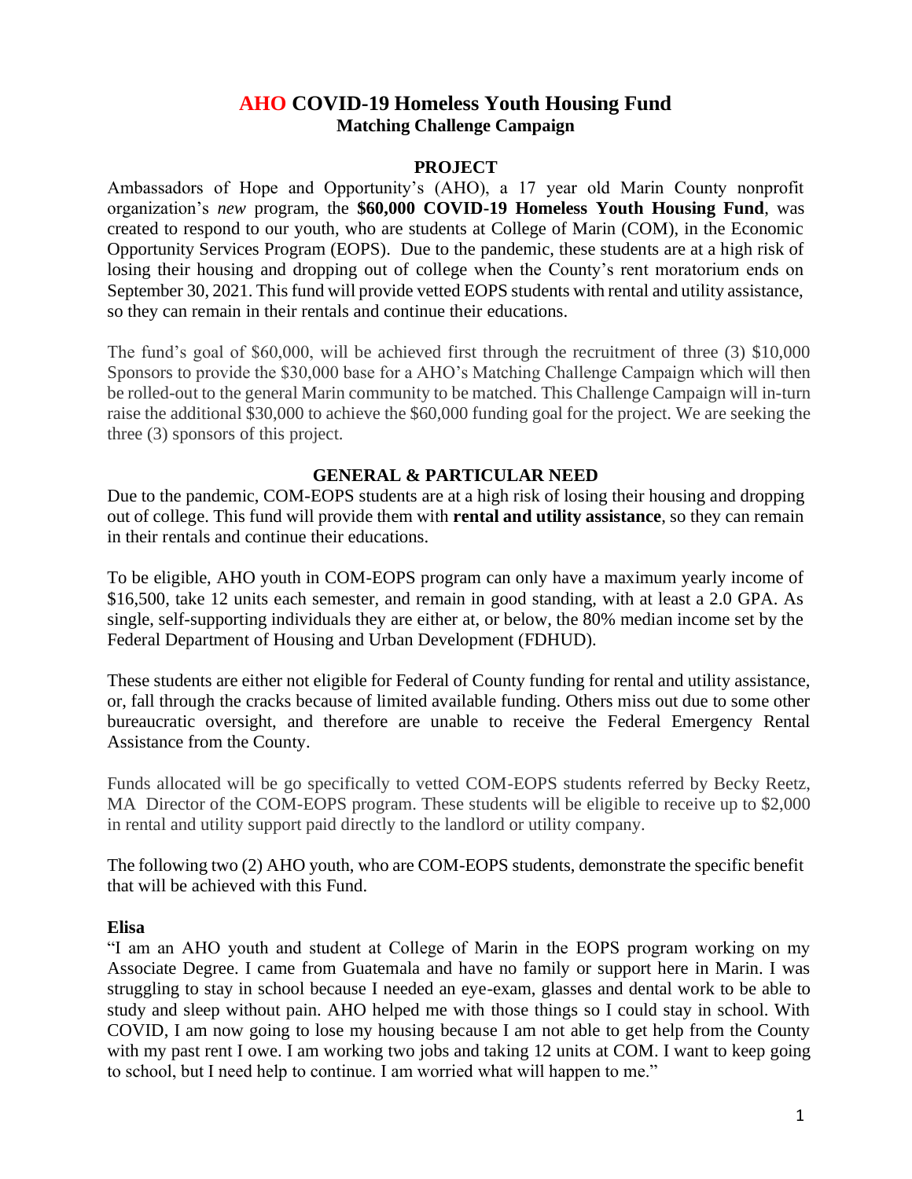# AHO COVID-19 Homeless Youth Housing Fund

## Matching Challenge Campaign

### PROJECT

Ambassadors of Hope and Opportunity's (AHO), a 17 year old Marin County nonprofit organization's *new* program, the **$60,000 COVID-19 Homeless Youth Housing Fund**, was created to respond to our youth, who are students at College of Marin (COM), in the Economic Opportunity Services Program (EOPS). Due to the pandemic, these students are at a high risk of losing their housing and dropping out of college when the County's rent moratorium ends on September 30, 2021. This fund will provide vetted EOPS students with rental and utility assistance, so they can remain in their rentals and continue their educations.

The fund's goal of $60,000, will be achieved first through the recruitment of three (3) $10,000 Sponsors to provide the $30,000 base for a AHO's Matching Challenge Campaign which will then be rolled-out to the general Marin community to be matched. This Challenge Campaign will in-turn raise the additional $30,000 to achieve the $60,000 funding goal for the project. We are seeking the three (3) sponsors of this project.

### GENERAL & PARTICULAR NEED

Due to the pandemic, COM-EOPS students are at a high risk of losing their housing and dropping out of college. This fund will provide them with **rental and utility assistance**, so they can remain in their rentals and continue their educations.

To be eligible, AHO youth in COM-EOPS program can only have a maximum yearly income of $16,500, take 12 units each semester, and remain in good standing, with at least a 2.0 GPA. As single, self-supporting individuals they are either at, or below, the 80% median income set by the Federal Department of Housing and Urban Development (FDHUD).

These students are either not eligible for Federal of County funding for rental and utility assistance, or, fall through the cracks because of limited available funding. Others miss out due to some other bureaucratic oversight, and therefore are unable to receive the Federal Emergency Rental Assistance from the County.

Funds allocated will be go specifically to vetted COM-EOPS students referred by Becky Reetz, MA Director of the COM-EOPS program. These students will be eligible to receive up to $2,000 in rental and utility support paid directly to the landlord or utility company.

The following two (2) AHO youth, who are COM-EOPS students, demonstrate the specific benefit that will be achieved with this Fund.

**Elisa**

"I am an AHO youth and student at College of Marin in the EOPS program working on my Associate Degree. I came from Guatemala and have no family or support here in Marin. I was struggling to stay in school because I needed an eye-exam, glasses and dental work to be able to study and sleep without pain. AHO helped me with those things so I could stay in school. With COVID, I am now going to lose my housing because I am not able to get help from the County with my past rent I owe. I am working two jobs and taking 12 units at COM. I want to keep going to school, but I need help to continue. I am worried what will happen to me."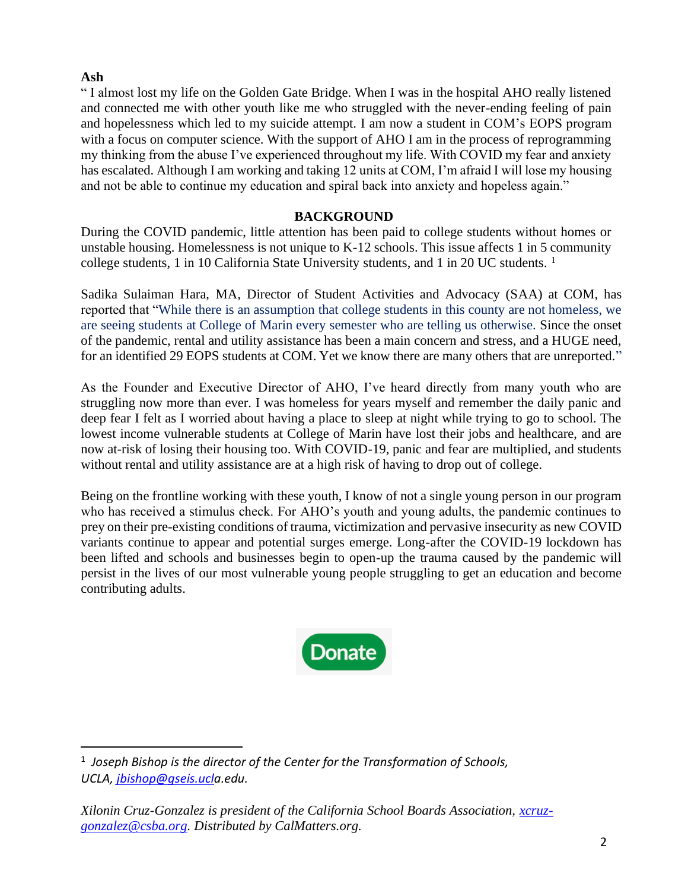**Ash**

" I almost lost my life on the Golden Gate Bridge. When I was in the hospital AHO really listened and connected me with other youth like me who struggled with the never-ending feeling of pain and hopelessness which led to my suicide attempt. I am now a student in COM's EOPS program with a focus on computer science. With the support of AHO I am in the process of reprogramming my thinking from the abuse I've experienced throughout my life. With COVID my fear and anxiety has escalated. Although I am working and taking 12 units at COM, I'm afraid I will lose my housing and not be able to continue my education and spiral back into anxiety and hopeless again."

## BACKGROUND

During the COVID pandemic, little attention has been paid to college students without homes or unstable housing. Homelessness is not unique to K-12 schools. This issue affects 1 in 5 community college students, 1 in 10 California State University students, and 1 in 20 UC students. [1]

Sadika Sulaiman Hara, MA, Director of Student Activities and Advocacy (SAA) at COM, has reported that "While there is an assumption that college students in this county are not homeless, we are seeing students at College of Marin every semester who are telling us otherwise. Since the onset of the pandemic, rental and utility assistance has been a main concern and stress, and a HUGE need, for an identified 29 EOPS students at COM. Yet we know there are many others that are unreported."

As the Founder and Executive Director of AHO, I've heard directly from many youth who are struggling now more than ever. I was homeless for years myself and remember the daily panic and deep fear I felt as I worried about having a place to sleep at night while trying to go to school. The lowest income vulnerable students at College of Marin have lost their jobs and healthcare, and are now at-risk of losing their housing too. With COVID-19, panic and fear are multiplied, and students without rental and utility assistance are at a high risk of having to drop out of college.

Being on the frontline working with these youth, I know of not a single young person in our program who has received a stimulus check. For AHO's youth and young adults, the pandemic continues to prey on their pre-existing conditions of trauma, victimization and pervasive insecurity as new COVID variants continue to appear and potential surges emerge. Long-after the COVID-19 lockdown has been lifted and schools and businesses begin to open-up the trauma caused by the pandemic will persist in the lives of our most vulnerable young people struggling to get an education and become contributing adults.

Donate

---

[1] *Joseph Bishop is the director of the Center for the Transformation of Schools, UCLA, jbishop@gseis.ucla.edu.*

*Xilonin Cruz-Gonzalez is president of the California School Boards Association, xcruz-gonzalez@csba.org. Distributed by CalMatters.org.*